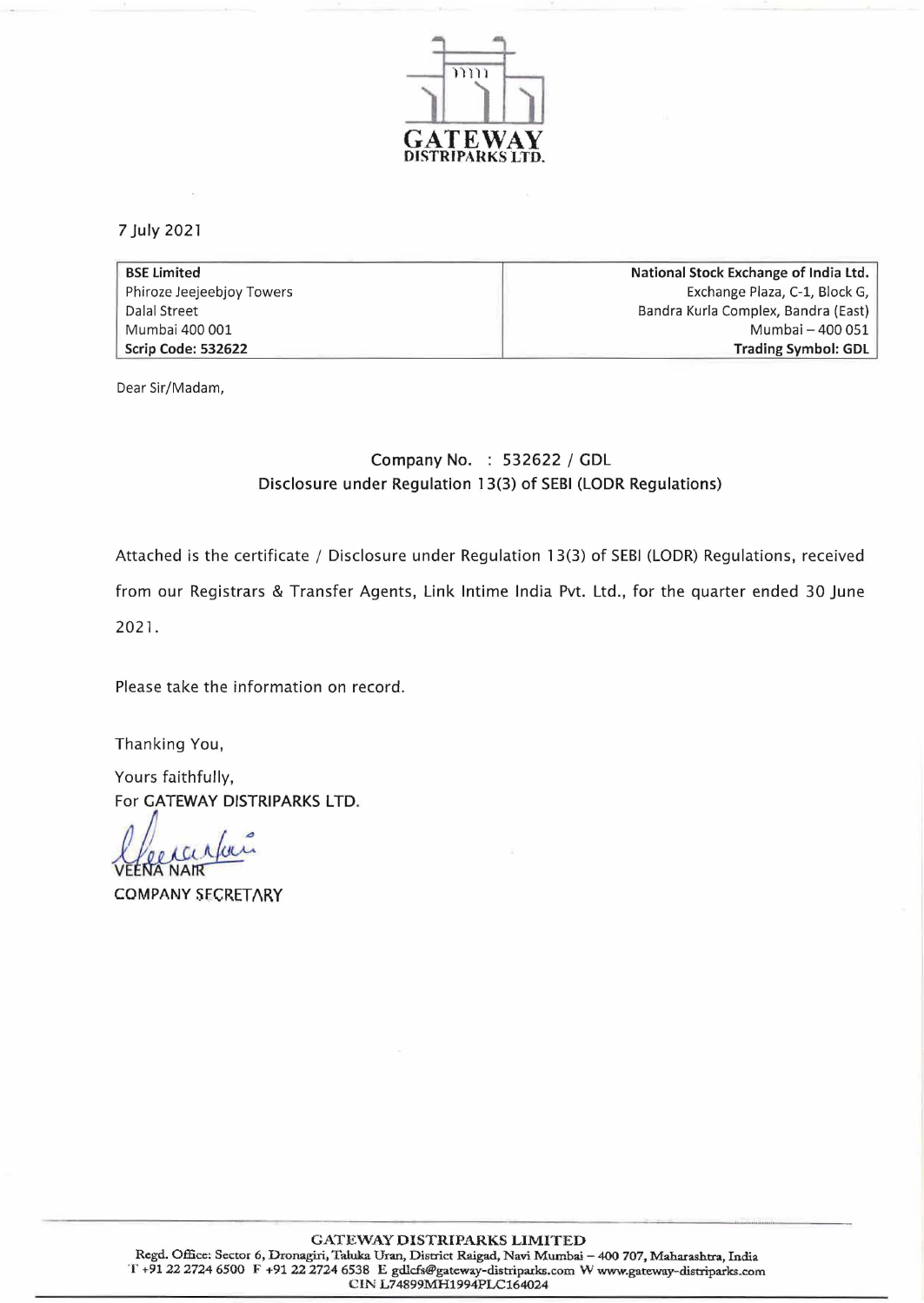GATEWAY
DISTRIPARKS LTD.

7 July 2021

| BSE Limited | National Stock Exchange of India Ltd. |
|---|---|
| Phiroze Jeejeebjoy Towers | Exchange Plaza, C-1, Block G, |
| Dalal Street | Bandra Kurla Complex, Bandra (East) |
| Mumbai 400 001 | Mumbai – 400 051 |
| **Scrip Code: 532622** | **Trading Symbol: GDL** |

Dear Sir/Madam,

Company No. : 532622 / GDL
Disclosure under Regulation 13(3) of SEBI (LODR Regulations)

Attached is the certificate / Disclosure under Regulation 13(3) of SEBI (LODR) Regulations, received from our Registrars & Transfer Agents, Link Intime India Pvt. Ltd., for the quarter ended 30 June 2021.

Please take the information on record.

Thanking You,

Yours faithfully,
For GATEWAY DISTRIPARKS LTD.

VEENA NAIR
COMPANY SECRETARY

GATEWAY DISTRIPARKS LIMITED
Regd. Office: Sector 6, Dronagiri, Taluka Uran, District Raigad, Navi Mumbai – 400 707, Maharashtra, India
T +91 22 2724 6500 F +91 22 2724 6538 E gdlcfs@gateway-distriparks.com W www.gateway-distriparks.com
CIN L74899MH1994PLC164024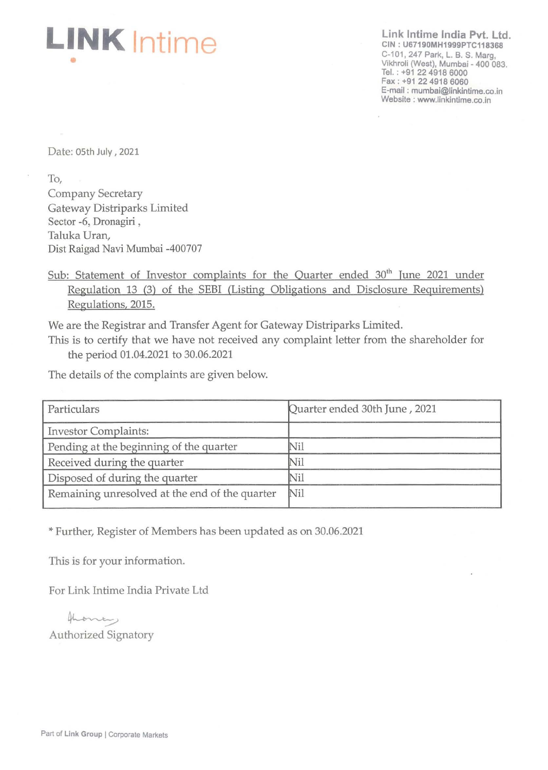**LINK Intime**

**Link Intime India Pvt. Ltd.**
CIN : U67190MH1999PTC118368
C-101, 247 Park, L. B. S. Marg,
Vikhroli (West), Mumbai - 400 083.
Tel. : +91 22 4918 6000
Fax : +91 22 4918 6060
E-mail : mumbai@linkintime.co.in
Website : www.linkintime.co.in

Date: 05th July, 2021

To,
Company Secretary
Gateway Distriparks Limited
Sector -6, Dronagiri,
Taluka Uran,
Dist Raigad Navi Mumbai -400707

Sub: Statement of Investor complaints for the Quarter ended 30th June 2021 under Regulation 13 (3) of the SEBI (Listing Obligations and Disclosure Requirements) Regulations, 2015.

We are the Registrar and Transfer Agent for Gateway Distriparks Limited.
This is to certify that we have not received any complaint letter from the shareholder for the period 01.04.2021 to 30.06.2021

The details of the complaints are given below.

| Particulars | Quarter ended 30th June, 2021 |
|---|---|
| Investor Complaints: | |
| Pending at the beginning of the quarter | Nil |
| Received during the quarter | Nil |
| Disposed of during the quarter | Nil |
| Remaining unresolved at the end of the quarter | Nil |

* Further, Register of Members has been updated as on 30.06.2021

This is for your information.

For Link Intime India Private Ltd

Authorized Signatory

Part of Link Group | Corporate Markets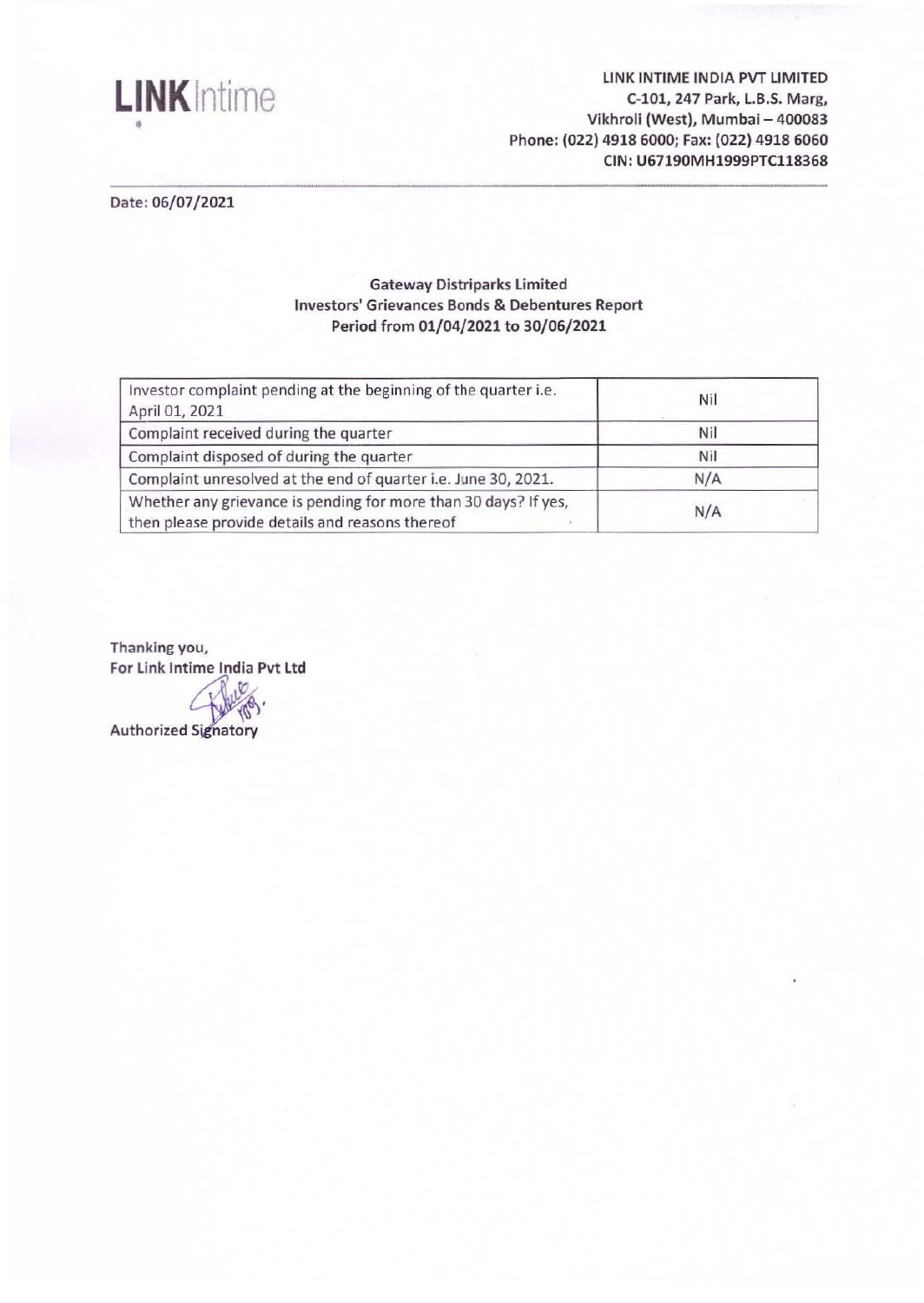**LINK**Intime

LINK INTIME INDIA PVT LIMITED
C-101, 247 Park, L.B.S. Marg,
Vikhroli (West), Mumbai – 400083
Phone: (022) 4918 6000; Fax: (022) 4918 6060
CIN: U67190MH1999PTC118368

Date: 06/07/2021

**Gateway Distriparks Limited**
**Investors' Grievances Bonds & Debentures Report**
**Period from 01/04/2021 to 30/06/2021**

| | |
|---|---|
| Investor complaint pending at the beginning of the quarter i.e. April 01, 2021 | Nil |
| Complaint received during the quarter | Nil |
| Complaint disposed of during the quarter | Nil |
| Complaint unresolved at the end of quarter i.e. June 30, 2021. | N/A |
| Whether any grievance is pending for more than 30 days? If yes, then please provide details and reasons thereof | N/A |

Thanking you,
For Link Intime India Pvt Ltd

Authorized Signatory